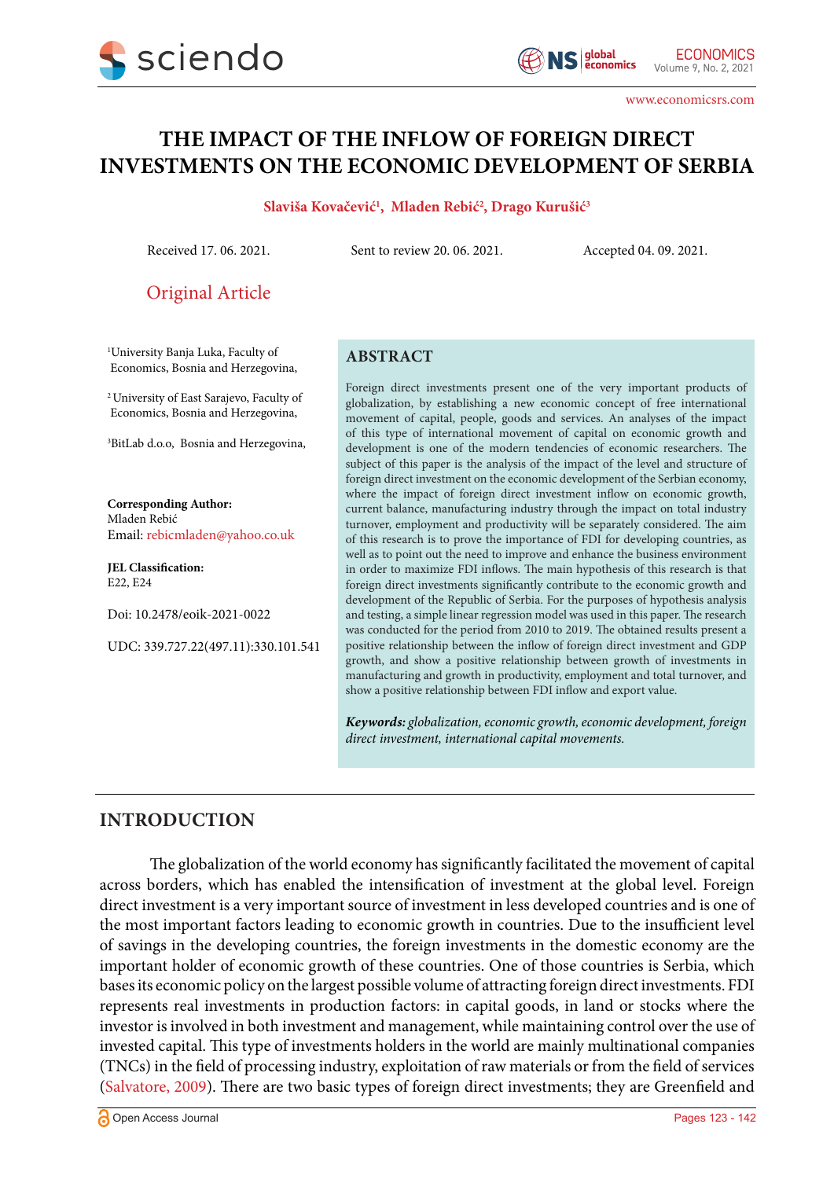# THE IMPACT OF THE INFLOW OF FOREIGN DIRECT INVESTMENTS ON THE ECONOMIC DEVELOPMENT OF SERBIA

**Slaviša Kovačević[1], Mladen Rebić[2], Drago Kurušić[3]**

Received 17. 06. 2021. Sent to review 20. 06. 2021. Accepted 04. 09. 2021.

Original Article

[1]University Banja Luka, Faculty of Economics, Bosnia and Herzegovina,

[2] University of East Sarajevo, Faculty of Economics, Bosnia and Herzegovina,

[3]BitLab d.o.o, Bosnia and Herzegovina,

**Corresponding Author:**
Mladen Rebić
Email: rebicmladen@yahoo.co.uk

**JEL Classification:**
E22, E24

Doi: 10.2478/eoik-2021-0022

UDC: 339.727.22(497.11):330.101.541

## ABSTRACT

Foreign direct investments present one of the very important products of globalization, by establishing a new economic concept of free international movement of capital, people, goods and services. An analyses of the impact of this type of international movement of capital on economic growth and development is one of the modern tendencies of economic researchers. The subject of this paper is the analysis of the impact of the level and structure of foreign direct investment on the economic development of the Serbian economy, where the impact of foreign direct investment inflow on economic growth, current balance, manufacturing industry through the impact on total industry turnover, employment and productivity will be separately considered. The aim of this research is to prove the importance of FDI for developing countries, as well as to point out the need to improve and enhance the business environment in order to maximize FDI inflows. The main hypothesis of this research is that foreign direct investments significantly contribute to the economic growth and development of the Republic of Serbia. For the purposes of hypothesis analysis and testing, a simple linear regression model was used in this paper. The research was conducted for the period from 2010 to 2019. The obtained results present a positive relationship between the inflow of foreign direct investment and GDP growth, and show a positive relationship between growth of investments in manufacturing and growth in productivity, employment and total turnover, and show a positive relationship between FDI inflow and export value.

***Keywords:*** *globalization, economic growth, economic development, foreign direct investment, international capital movements.*

## INTRODUCTION

The globalization of the world economy has significantly facilitated the movement of capital across borders, which has enabled the intensification of investment at the global level. Foreign direct investment is a very important source of investment in less developed countries and is one of the most important factors leading to economic growth in countries. Due to the insufficient level of savings in the developing countries, the foreign investments in the domestic economy are the important holder of economic growth of these countries. One of those countries is Serbia, which bases its economic policy on the largest possible volume of attracting foreign direct investments. FDI represents real investments in production factors: in capital goods, in land or stocks where the investor is involved in both investment and management, while maintaining control over the use of invested capital. This type of investments holders in the world are mainly multinational companies (TNCs) in the field of processing industry, exploitation of raw materials or from the field of services (Salvatore, 2009). There are two basic types of foreign direct investments; they are Greenfield and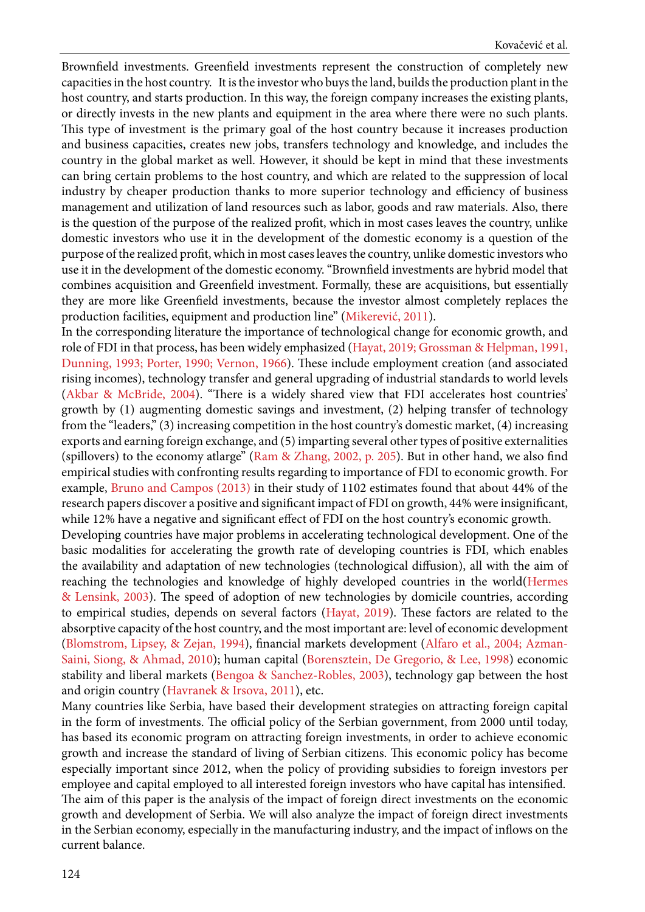Brownfield investments. Greenfield investments represent the construction of completely new capacities in the host country. It is the investor who buys the land, builds the production plant in the host country, and starts production. In this way, the foreign company increases the existing plants, or directly invests in the new plants and equipment in the area where there were no such plants. This type of investment is the primary goal of the host country because it increases production and business capacities, creates new jobs, transfers technology and knowledge, and includes the country in the global market as well. However, it should be kept in mind that these investments can bring certain problems to the host country, and which are related to the suppression of local industry by cheaper production thanks to more superior technology and efficiency of business management and utilization of land resources such as labor, goods and raw materials. Also, there is the question of the purpose of the realized profit, which in most cases leaves the country, unlike domestic investors who use it in the development of the domestic economy is a question of the purpose of the realized profit, which in most cases leaves the country, unlike domestic investors who use it in the development of the domestic economy. "Brownfield investments are hybrid model that combines acquisition and Greenfield investment. Formally, these are acquisitions, but essentially they are more like Greenfield investments, because the investor almost completely replaces the production facilities, equipment and production line" (Mikerević, 2011).

In the corresponding literature the importance of technological change for economic growth, and role of FDI in that process, has been widely emphasized (Hayat, 2019; Grossman & Helpman, 1991, Dunning, 1993; Porter, 1990; Vernon, 1966). These include employment creation (and associated rising incomes), technology transfer and general upgrading of industrial standards to world levels (Akbar & McBride, 2004). "There is a widely shared view that FDI accelerates host countries' growth by (1) augmenting domestic savings and investment, (2) helping transfer of technology from the "leaders," (3) increasing competition in the host country's domestic market, (4) increasing exports and earning foreign exchange, and (5) imparting several other types of positive externalities (spillovers) to the economy atlarge" (Ram & Zhang, 2002, p. 205). But in other hand, we also find empirical studies with confronting results regarding to importance of FDI to economic growth. For example, Bruno and Campos (2013) in their study of 1102 estimates found that about 44% of the research papers discover a positive and significant impact of FDI on growth, 44% were insignificant, while 12% have a negative and significant effect of FDI on the host country's economic growth.

Developing countries have major problems in accelerating technological development. One of the basic modalities for accelerating the growth rate of developing countries is FDI, which enables the availability and adaptation of new technologies (technological diffusion), all with the aim of reaching the technologies and knowledge of highly developed countries in the world(Hermes & Lensink, 2003). The speed of adoption of new technologies by domicile countries, according to empirical studies, depends on several factors (Hayat, 2019). These factors are related to the absorptive capacity of the host country, and the most important are: level of economic development (Blomstrom, Lipsey, & Zejan, 1994), financial markets development (Alfaro et al., 2004; Azman-Saini, Siong, & Ahmad, 2010); human capital (Borensztein, De Gregorio, & Lee, 1998) economic stability and liberal markets (Bengoa & Sanchez-Robles, 2003), technology gap between the host and origin country (Havranek & Irsova, 2011), etc.

Many countries like Serbia, have based their development strategies on attracting foreign capital in the form of investments. The official policy of the Serbian government, from 2000 until today, has based its economic program on attracting foreign investments, in order to achieve economic growth and increase the standard of living of Serbian citizens. This economic policy has become especially important since 2012, when the policy of providing subsidies to foreign investors per employee and capital employed to all interested foreign investors who have capital has intensified.

The aim of this paper is the analysis of the impact of foreign direct investments on the economic growth and development of Serbia. We will also analyze the impact of foreign direct investments in the Serbian economy, especially in the manufacturing industry, and the impact of inflows on the current balance.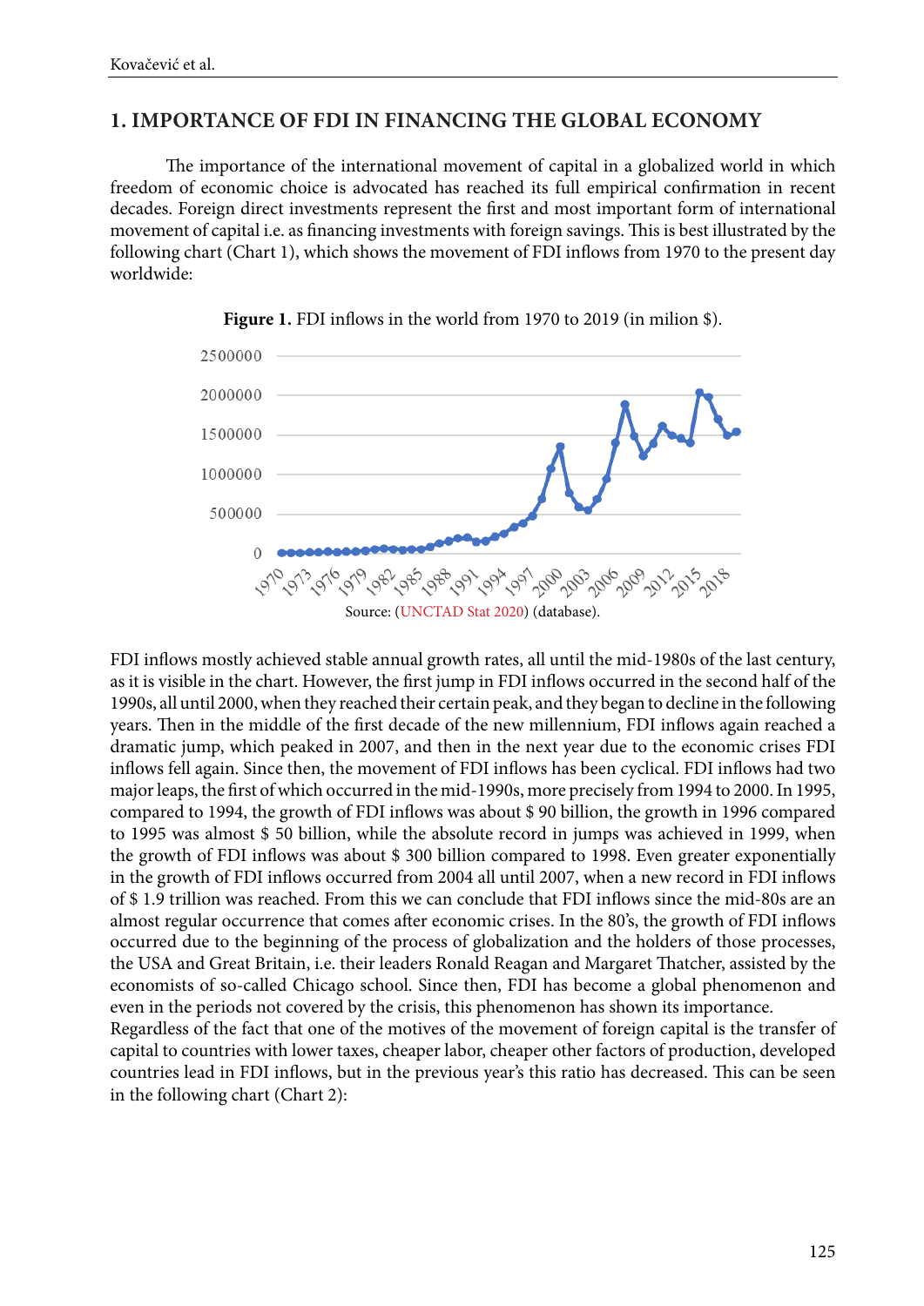## 1. IMPORTANCE OF FDI IN FINANCING THE GLOBAL ECONOMY

The importance of the international movement of capital in a globalized world in which freedom of economic choice is advocated has reached its full empirical confirmation in recent decades. Foreign direct investments represent the first and most important form of international movement of capital i.e. as financing investments with foreign savings. This is best illustrated by the following chart (Chart 1), which shows the movement of FDI inflows from 1970 to the present day worldwide:

**Figure 1.** FDI inflows in the world from 1970 to 2019 (in milion $).

Source: (UNCTAD Stat 2020) (database).

FDI inflows mostly achieved stable annual growth rates, all until the mid-1980s of the last century, as it is visible in the chart. However, the first jump in FDI inflows occurred in the second half of the 1990s, all until 2000, when they reached their certain peak, and they began to decline in the following years. Then in the middle of the first decade of the new millennium, FDI inflows again reached a dramatic jump, which peaked in 2007, and then in the next year due to the economic crises FDI inflows fell again. Since then, the movement of FDI inflows has been cyclical. FDI inflows had two major leaps, the first of which occurred in the mid-1990s, more precisely from 1994 to 2000. In 1995, compared to 1994, the growth of FDI inflows was about $ 90 billion, the growth in 1996 compared to 1995 was almost $ 50 billion, while the absolute record in jumps was achieved in 1999, when the growth of FDI inflows was about $ 300 billion compared to 1998. Even greater exponentially in the growth of FDI inflows occurred from 2004 all until 2007, when a new record in FDI inflows of $ 1.9 trillion was reached. From this we can conclude that FDI inflows since the mid-80s are an almost regular occurrence that comes after economic crises. In the 80's, the growth of FDI inflows occurred due to the beginning of the process of globalization and the holders of those processes, the USA and Great Britain, i.e. their leaders Ronald Reagan and Margaret Thatcher, assisted by the economists of so-called Chicago school. Since then, FDI has become a global phenomenon and even in the periods not covered by the crisis, this phenomenon has shown its importance.

Regardless of the fact that one of the motives of the movement of foreign capital is the transfer of capital to countries with lower taxes, cheaper labor, cheaper other factors of production, developed countries lead in FDI inflows, but in the previous year's this ratio has decreased. This can be seen in the following chart (Chart 2):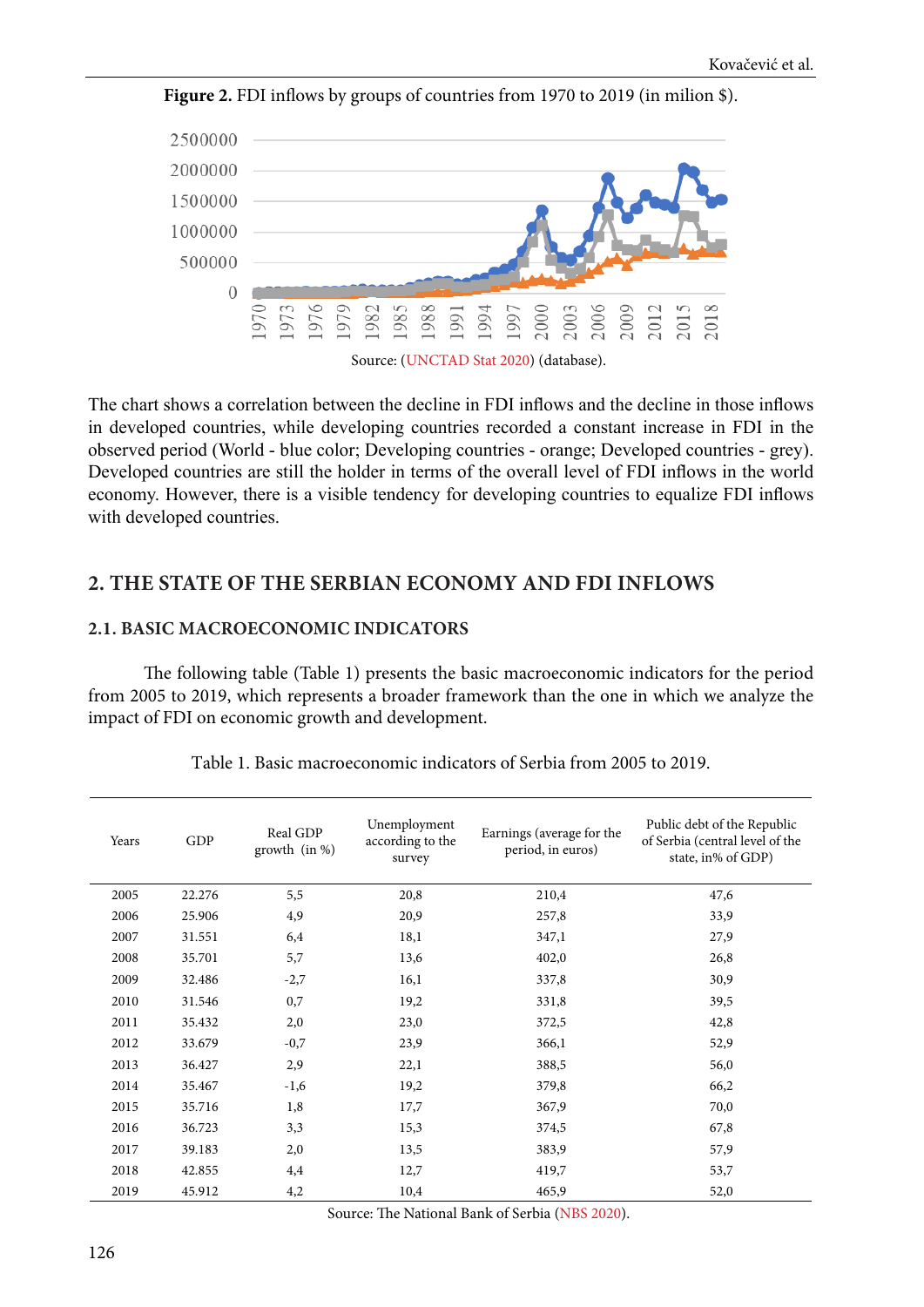**Figure 2.** FDI inflows by groups of countries from 1970 to 2019 (in milion $).

Source: (UNCTAD Stat 2020) (database).

The chart shows a correlation between the decline in FDI inflows and the decline in those inflows in developed countries, while developing countries recorded a constant increase in FDI in the observed period (World - blue color; Developing countries - orange; Developed countries - grey). Developed countries are still the holder in terms of the overall level of FDI inflows in the world economy. However, there is a visible tendency for developing countries to equalize FDI inflows with developed countries.

## 2. THE STATE OF THE SERBIAN ECONOMY AND FDI INFLOWS

### 2.1. BASIC MACROECONOMIC INDICATORS

The following table (Table 1) presents the basic macroeconomic indicators for the period from 2005 to 2019, which represents a broader framework than the one in which we analyze the impact of FDI on economic growth and development.

Table 1. Basic macroeconomic indicators of Serbia from 2005 to 2019.

| Years | GDP | Real GDP growth (in %) | Unemployment according to the survey | Earnings (average for the period, in euros) | Public debt of the Republic of Serbia (central level of the state, in% of GDP) |
|---|---|---|---|---|---|
| 2005 | 22.276 | 5,5 | 20,8 | 210,4 | 47,6 |
| 2006 | 25.906 | 4,9 | 20,9 | 257,8 | 33,9 |
| 2007 | 31.551 | 6,4 | 18,1 | 347,1 | 27,9 |
| 2008 | 35.701 | 5,7 | 13,6 | 402,0 | 26,8 |
| 2009 | 32.486 | -2,7 | 16,1 | 337,8 | 30,9 |
| 2010 | 31.546 | 0,7 | 19,2 | 331,8 | 39,5 |
| 2011 | 35.432 | 2,0 | 23,0 | 372,5 | 42,8 |
| 2012 | 33.679 | -0,7 | 23,9 | 366,1 | 52,9 |
| 2013 | 36.427 | 2,9 | 22,1 | 388,5 | 56,0 |
| 2014 | 35.467 | -1,6 | 19,2 | 379,8 | 66,2 |
| 2015 | 35.716 | 1,8 | 17,7 | 367,9 | 70,0 |
| 2016 | 36.723 | 3,3 | 15,3 | 374,5 | 67,8 |
| 2017 | 39.183 | 2,0 | 13,5 | 383,9 | 57,9 |
| 2018 | 42.855 | 4,4 | 12,7 | 419,7 | 53,7 |
| 2019 | 45.912 | 4,2 | 10,4 | 465,9 | 52,0 |

Source: The National Bank of Serbia (NBS 2020).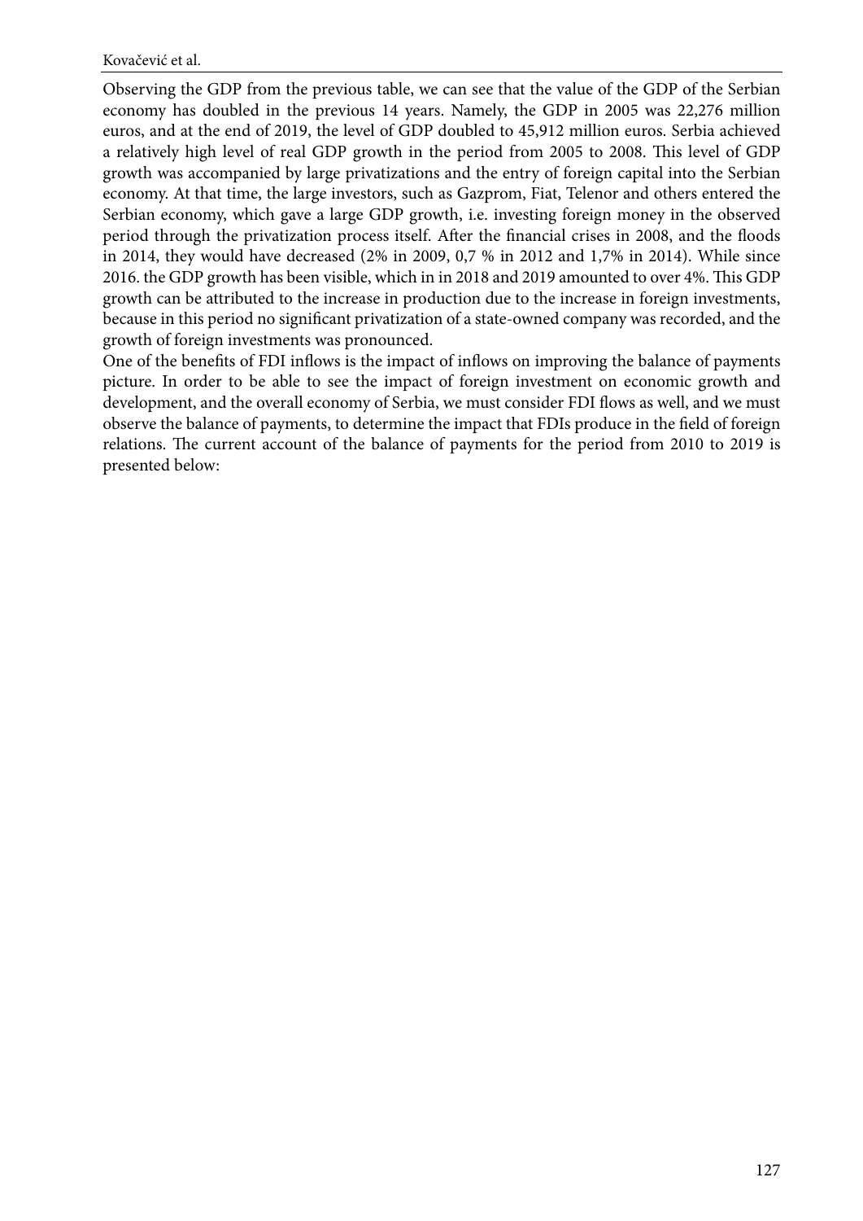Observing the GDP from the previous table, we can see that the value of the GDP of the Serbian economy has doubled in the previous 14 years. Namely, the GDP in 2005 was 22,276 million euros, and at the end of 2019, the level of GDP doubled to 45,912 million euros. Serbia achieved a relatively high level of real GDP growth in the period from 2005 to 2008. This level of GDP growth was accompanied by large privatizations and the entry of foreign capital into the Serbian economy. At that time, the large investors, such as Gazprom, Fiat, Telenor and others entered the Serbian economy, which gave a large GDP growth, i.e. investing foreign money in the observed period through the privatization process itself. After the financial crises in 2008, and the floods in 2014, they would have decreased (2% in 2009, 0,7 % in 2012 and 1,7% in 2014). While since 2016. the GDP growth has been visible, which in in 2018 and 2019 amounted to over 4%. This GDP growth can be attributed to the increase in production due to the increase in foreign investments, because in this period no significant privatization of a state-owned company was recorded, and the growth of foreign investments was pronounced.

One of the benefits of FDI inflows is the impact of inflows on improving the balance of payments picture. In order to be able to see the impact of foreign investment on economic growth and development, and the overall economy of Serbia, we must consider FDI flows as well, and we must observe the balance of payments, to determine the impact that FDIs produce in the field of foreign relations. The current account of the balance of payments for the period from 2010 to 2019 is presented below: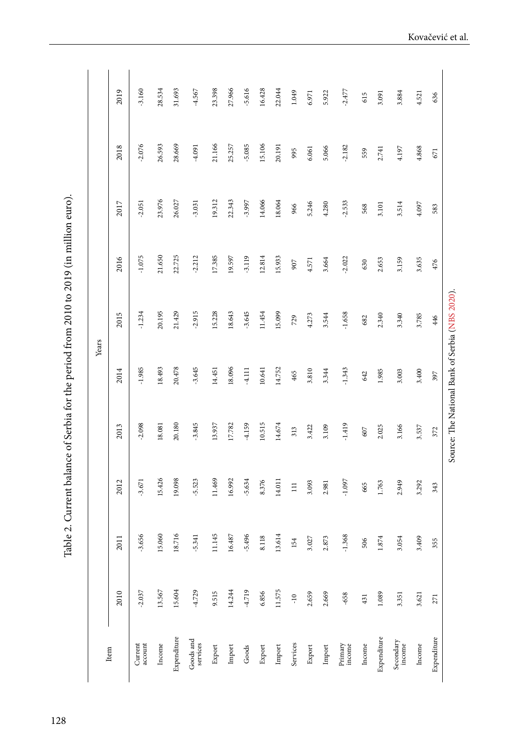Table 2. Current balance of Serbia for the period from 2010 to 2019 (in million euro).

| Item | Years | | | | | | | | | |
|---|---|---|---|---|---|---|---|---|---|---|
| | 2010 | 2011 | 2012 | 2013 | 2014 | 2015 | 2016 | 2017 | 2018 | 2019 |
| Current account | -2.037 | -3.656 | -3.671 | -2.098 | -1.985 | -1.234 | -1.075 | -2.051 | -2.076 | -3.160 |
| Income | 13.567 | 15.060 | 15.426 | 18.081 | 18.493 | 20.195 | 21.650 | 23.976 | 26.593 | 28.534 |
| Expenditure | 15.604 | 18.716 | 19.098 | 20.180 | 20.478 | 21.429 | 22.725 | 26.027 | 28.669 | 31.693 |
| Goods and services | -4.729 | -5.341 | -5.523 | -3.845 | -3.645 | -2.915 | -2.212 | -3.031 | -4.091 | -4.567 |
| Export | 9.515 | 11.145 | 11.469 | 13.937 | 14.451 | 15.228 | 17.385 | 19.312 | 21.166 | 23.398 |
| Import | 14.244 | 16.487 | 16.992 | 17.782 | 18.096 | 18.643 | 19.597 | 22.343 | 25.257 | 27.966 |
| Goods | -4.719 | -5.496 | -5.634 | -4.159 | -4.111 | -3.645 | -3.119 | -3.997 | -5.085 | -5.616 |
| Export | 6.856 | 8.118 | 8.376 | 10.515 | 10.641 | 11.454 | 12.814 | 14.066 | 15.106 | 16.428 |
| Import | 11.575 | 13.614 | 14.011 | 14.674 | 14.752 | 15.099 | 15.933 | 18.064 | 20.191 | 22.044 |
| Services | -10 | 154 | 111 | 313 | 465 | 729 | 907 | 966 | 995 | 1.049 |
| Export | 2.659 | 3.027 | 3.093 | 3.422 | 3.810 | 4.273 | 4.571 | 5.246 | 6.061 | 6.971 |
| Import | 2.669 | 2.873 | 2.981 | 3.109 | 3.344 | 3.544 | 3.664 | 4.280 | 5.066 | 5.922 |
| Primary income | -658 | -1.368 | -1.097 | -1.419 | -1.343 | -1.658 | -2.022 | -2.533 | -2.182 | -2.477 |
| Income | 431 | 506 | 665 | 607 | 642 | 682 | 630 | 568 | 559 | 615 |
| Expenditure | 1.089 | 1.874 | 1.763 | 2.025 | 1.985 | 2.340 | 2.653 | 3.101 | 2.741 | 3.091 |
| Secondary income | 3.351 | 3.054 | 2.949 | 3.166 | 3.003 | 3.340 | 3.159 | 3.514 | 4.197 | 3.884 |
| Income | 3.621 | 3.409 | 3.292 | 3.537 | 3.400 | 3.785 | 3.635 | 4.097 | 4.868 | 4.521 |
| Expenditure | 271 | 355 | 343 | 372 | 397 | 446 | 476 | 583 | 671 | 636 |

Source: The National Bank of Serbia (NBS 2020).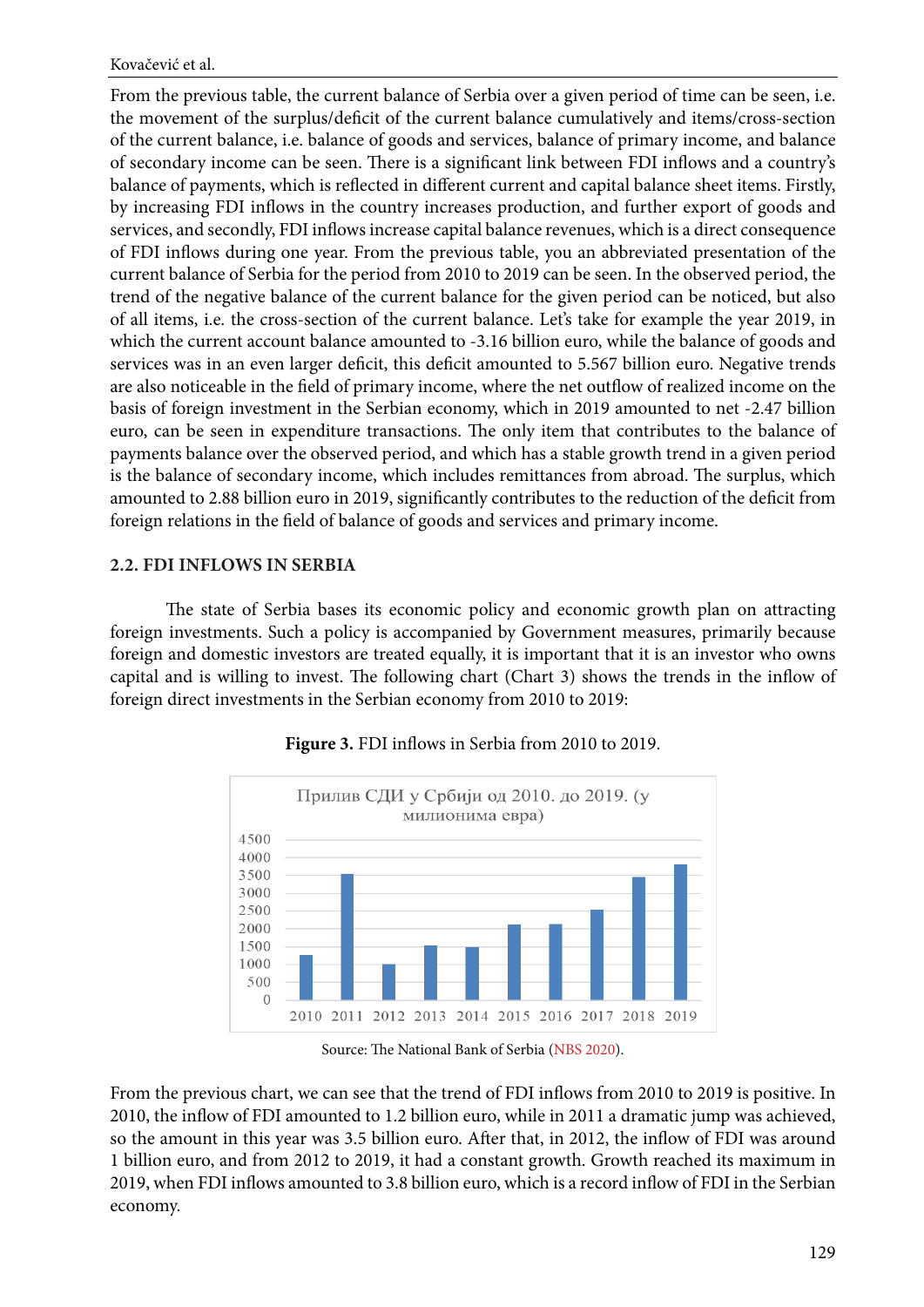From the previous table, the current balance of Serbia over a given period of time can be seen, i.e. the movement of the surplus/deficit of the current balance cumulatively and items/cross-section of the current balance, i.e. balance of goods and services, balance of primary income, and balance of secondary income can be seen. There is a significant link between FDI inflows and a country's balance of payments, which is reflected in different current and capital balance sheet items. Firstly, by increasing FDI inflows in the country increases production, and further export of goods and services, and secondly, FDI inflows increase capital balance revenues, which is a direct consequence of FDI inflows during one year. From the previous table, you an abbreviated presentation of the current balance of Serbia for the period from 2010 to 2019 can be seen. In the observed period, the trend of the negative balance of the current balance for the given period can be noticed, but also of all items, i.e. the cross-section of the current balance. Let's take for example the year 2019, in which the current account balance amounted to -3.16 billion euro, while the balance of goods and services was in an even larger deficit, this deficit amounted to 5.567 billion euro. Negative trends are also noticeable in the field of primary income, where the net outflow of realized income on the basis of foreign investment in the Serbian economy, which in 2019 amounted to net -2.47 billion euro, can be seen in expenditure transactions. The only item that contributes to the balance of payments balance over the observed period, and which has a stable growth trend in a given period is the balance of secondary income, which includes remittances from abroad. The surplus, which amounted to 2.88 billion euro in 2019, significantly contributes to the reduction of the deficit from foreign relations in the field of balance of goods and services and primary income.

## 2.2. FDI INFLOWS IN SERBIA

The state of Serbia bases its economic policy and economic growth plan on attracting foreign investments. Such a policy is accompanied by Government measures, primarily because foreign and domestic investors are treated equally, it is important that it is an investor who owns capital and is willing to invest. The following chart (Chart 3) shows the trends in the inflow of foreign direct investments in the Serbian economy from 2010 to 2019:

**Figure 3.** FDI inflows in Serbia from 2010 to 2019.

Прилив СДИ у Србији од 2010. до 2019. (у милионима евра)

Source: The National Bank of Serbia (NBS 2020).

From the previous chart, we can see that the trend of FDI inflows from 2010 to 2019 is positive. In 2010, the inflow of FDI amounted to 1.2 billion euro, while in 2011 a dramatic jump was achieved, so the amount in this year was 3.5 billion euro. After that, in 2012, the inflow of FDI was around 1 billion euro, and from 2012 to 2019, it had a constant growth. Growth reached its maximum in 2019, when FDI inflows amounted to 3.8 billion euro, which is a record inflow of FDI in the Serbian economy.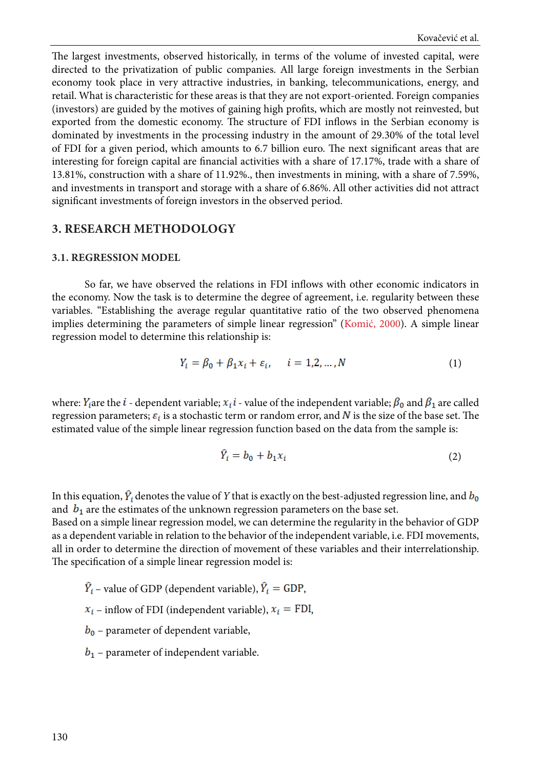The largest investments, observed historically, in terms of the volume of invested capital, were directed to the privatization of public companies. All large foreign investments in the Serbian economy took place in very attractive industries, in banking, telecommunications, energy, and retail. What is characteristic for these areas is that they are not export-oriented. Foreign companies (investors) are guided by the motives of gaining high profits, which are mostly not reinvested, but exported from the domestic economy. The structure of FDI inflows in the Serbian economy is dominated by investments in the processing industry in the amount of 29.30% of the total level of FDI for a given period, which amounts to 6.7 billion euro. The next significant areas that are interesting for foreign capital are financial activities with a share of 17.17%, trade with a share of 13.81%, construction with a share of 11.92%., then investments in mining, with a share of 7.59%, and investments in transport and storage with a share of 6.86%. All other activities did not attract significant investments of foreign investors in the observed period.

## 3. RESEARCH METHODOLOGY

### 3.1. REGRESSION MODEL

So far, we have observed the relations in FDI inflows with other economic indicators in the economy. Now the task is to determine the degree of agreement, i.e. regularity between these variables. "Establishing the average regular quantitative ratio of the two observed phenomena implies determining the parameters of simple linear regression" (Komić, 2000). A simple linear regression model to determine this relationship is:

$$Y_i = \beta_0 + \beta_1 x_i + \varepsilon_i, \quad i = 1,2,\dots,N \tag{1}$$

where: $Y_i$are the $i$ - dependent variable; $x_i i$ - value of the independent variable; $\beta_0$ and $\beta_1$ are called regression parameters; $\varepsilon_i$ is a stochastic term or random error, and $N$ is the size of the base set. The estimated value of the simple linear regression function based on the data from the sample is:

$$\hat{Y}_i = b_0 + b_1 x_i \tag{2}$$

In this equation, $\hat{Y}_i$ denotes the value of $Y$ that is exactly on the best-adjusted regression line, and $b_0$ and $b_1$ are the estimates of the unknown regression parameters on the base set.

Based on a simple linear regression model, we can determine the regularity in the behavior of GDP as a dependent variable in relation to the behavior of the independent variable, i.e. FDI movements, all in order to determine the direction of movement of these variables and their interrelationship. The specification of a simple linear regression model is:

$\hat{Y}_i$ – value of GDP (dependent variable), $\hat{Y}_i = \text{GDP}$,

$x_i$ – inflow of FDI (independent variable), $x_i = \text{FDI}$,

$b_0$ – parameter of dependent variable,

$b_1$ – parameter of independent variable.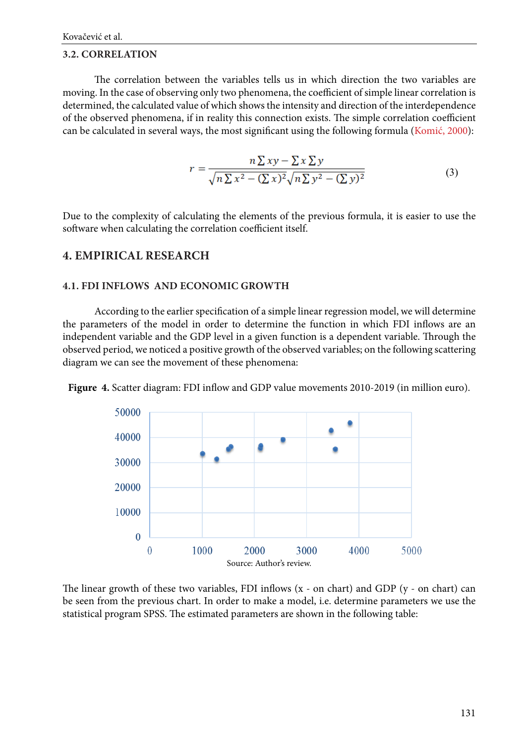### 3.2. CORRELATION

The correlation between the variables tells us in which direction the two variables are moving. In the case of observing only two phenomena, the coefficient of simple linear correlation is determined, the calculated value of which shows the intensity and direction of the interdependence of the observed phenomena, if in reality this connection exists. The simple correlation coefficient can be calculated in several ways, the most significant using the following formula (Komić, 2000):

$$r = \frac{n\sum xy - \sum x \sum y}{\sqrt{n\sum x^2 - (\sum x)^2}\sqrt{n\sum y^2 - (\sum y)^2}} \tag{3}$$

Due to the complexity of calculating the elements of the previous formula, it is easier to use the software when calculating the correlation coefficient itself.

## 4. EMPIRICAL RESEARCH

### 4.1. FDI INFLOWS AND ECONOMIC GROWTH

According to the earlier specification of a simple linear regression model, we will determine the parameters of the model in order to determine the function in which FDI inflows are an independent variable and the GDP level in a given function is a dependent variable. Through the observed period, we noticed a positive growth of the observed variables; on the following scattering diagram we can see the movement of these phenomena:

**Figure 4.** Scatter diagram: FDI inflow and GDP value movements 2010-2019 (in million euro).

Source: Author's review.

The linear growth of these two variables, FDI inflows (x - on chart) and GDP (y - on chart) can be seen from the previous chart. In order to make a model, i.e. determine parameters we use the statistical program SPSS. The estimated parameters are shown in the following table: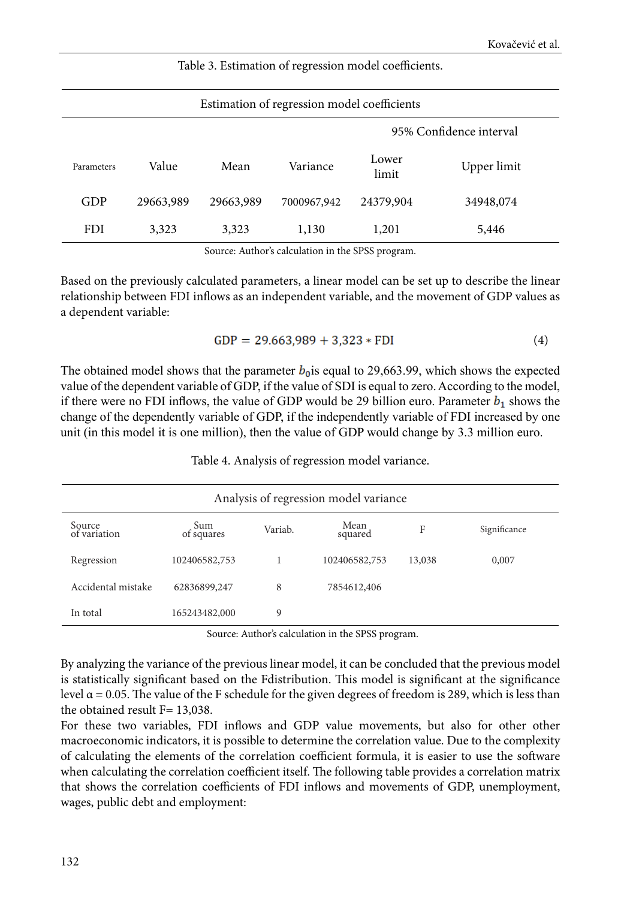Table 3. Estimation of regression model coefficients.

| Estimation of regression model coefficients | | | | | |
|---|---|---|---|---|---|
| | | | | 95% Confidence interval | |
| Parameters | Value | Mean | Variance | Lower limit | Upper limit |
| GDP | 29663,989 | 29663,989 | 7000967,942 | 24379,904 | 34948,074 |
| FDI | 3,323 | 3,323 | 1,130 | 1,201 | 5,446 |

Source: Author's calculation in the SPSS program.

Based on the previously calculated parameters, a linear model can be set up to describe the linear relationship between FDI inflows as an independent variable, and the movement of GDP values as a dependent variable:

$$\text{GDP} = 29.663{,}989 + 3{,}323 * \text{FDI} \tag{4}$$

The obtained model shows that the parameter $b_0$is equal to 29,663.99, which shows the expected value of the dependent variable of GDP, if the value of SDI is equal to zero. According to the model, if there were no FDI inflows, the value of GDP would be 29 billion euro. Parameter $b_1$ shows the change of the dependently variable of GDP, if the independently variable of FDI increased by one unit (in this model it is one million), then the value of GDP would change by 3.3 million euro.

Table 4. Analysis of regression model variance.

| Analysis of regression model variance | | | | | |
|---|---|---|---|---|---|
| Source of variation | Sum of squares | Variab. | Mean squared | F | Significance |
| Regression | 102406582,753 | 1 | 102406582,753 | 13,038 | 0,007 |
| Accidental mistake | 62836899,247 | 8 | 7854612,406 | | |
| In total | 165243482,000 | 9 | | | |

Source: Author's calculation in the SPSS program.

By analyzing the variance of the previous linear model, it can be concluded that the previous model is statistically significant based on the Fdistribution. This model is significant at the significance level $\alpha = 0.05$. The value of the F schedule for the given degrees of freedom is 289, which is less than the obtained result F= 13,038.

For these two variables, FDI inflows and GDP value movements, but also for other other macroeconomic indicators, it is possible to determine the correlation value. Due to the complexity of calculating the elements of the correlation coefficient formula, it is easier to use the software when calculating the correlation coefficient itself. The following table provides a correlation matrix that shows the correlation coefficients of FDI inflows and movements of GDP, unemployment, wages, public debt and employment: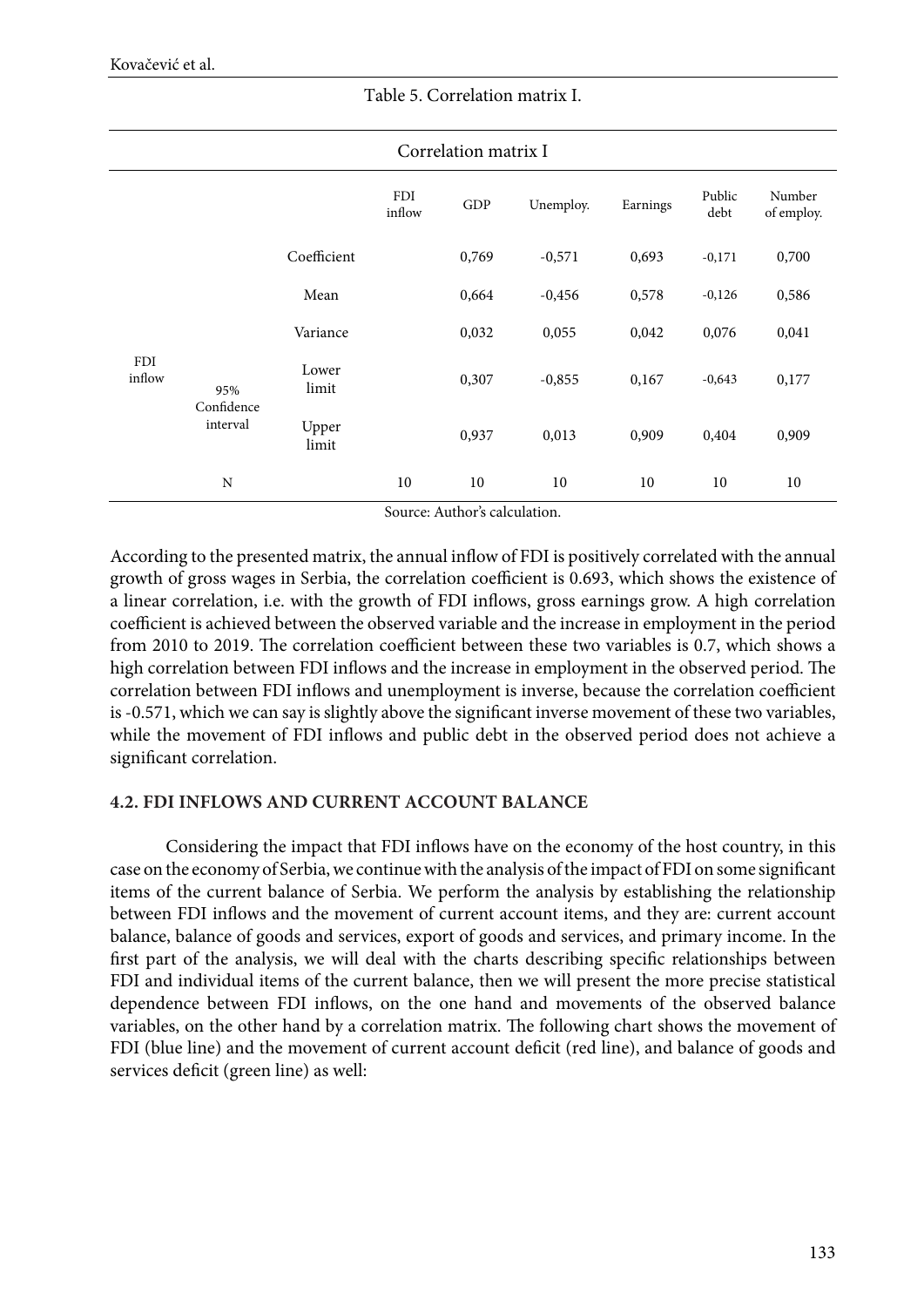Table 5. Correlation matrix I.

| Correlation matrix I | | | | | | | | |
|---|---|---|---|---|---|---|---|---|
| | | | FDI inflow | GDP | Unemploy. | Earnings | Public debt | Number of employ. |
| FDI inflow | | Coefficient | | 0,769 | -0,571 | 0,693 | -0,171 | 0,700 |
| | | Mean | | 0,664 | -0,456 | 0,578 | -0,126 | 0,586 |
| | | Variance | | 0,032 | 0,055 | 0,042 | 0,076 | 0,041 |
| | 95% Confidence interval | Lower limit | | 0,307 | -0,855 | 0,167 | -0,643 | 0,177 |
| | | Upper limit | | 0,937 | 0,013 | 0,909 | 0,404 | 0,909 |
| | N | | 10 | 10 | 10 | 10 | 10 | 10 |

Source: Author's calculation.

According to the presented matrix, the annual inflow of FDI is positively correlated with the annual growth of gross wages in Serbia, the correlation coefficient is 0.693, which shows the existence of a linear correlation, i.e. with the growth of FDI inflows, gross earnings grow. A high correlation coefficient is achieved between the observed variable and the increase in employment in the period from 2010 to 2019. The correlation coefficient between these two variables is 0.7, which shows a high correlation between FDI inflows and the increase in employment in the observed period. The correlation between FDI inflows and unemployment is inverse, because the correlation coefficient is -0.571, which we can say is slightly above the significant inverse movement of these two variables, while the movement of FDI inflows and public debt in the observed period does not achieve a significant correlation.

### 4.2. FDI INFLOWS AND CURRENT ACCOUNT BALANCE

Considering the impact that FDI inflows have on the economy of the host country, in this case on the economy of Serbia, we continue with the analysis of the impact of FDI on some significant items of the current balance of Serbia. We perform the analysis by establishing the relationship between FDI inflows and the movement of current account items, and they are: current account balance, balance of goods and services, export of goods and services, and primary income. In the first part of the analysis, we will deal with the charts describing specific relationships between FDI and individual items of the current balance, then we will present the more precise statistical dependence between FDI inflows, on the one hand and movements of the observed balance variables, on the other hand by a correlation matrix. The following chart shows the movement of FDI (blue line) and the movement of current account deficit (red line), and balance of goods and services deficit (green line) as well: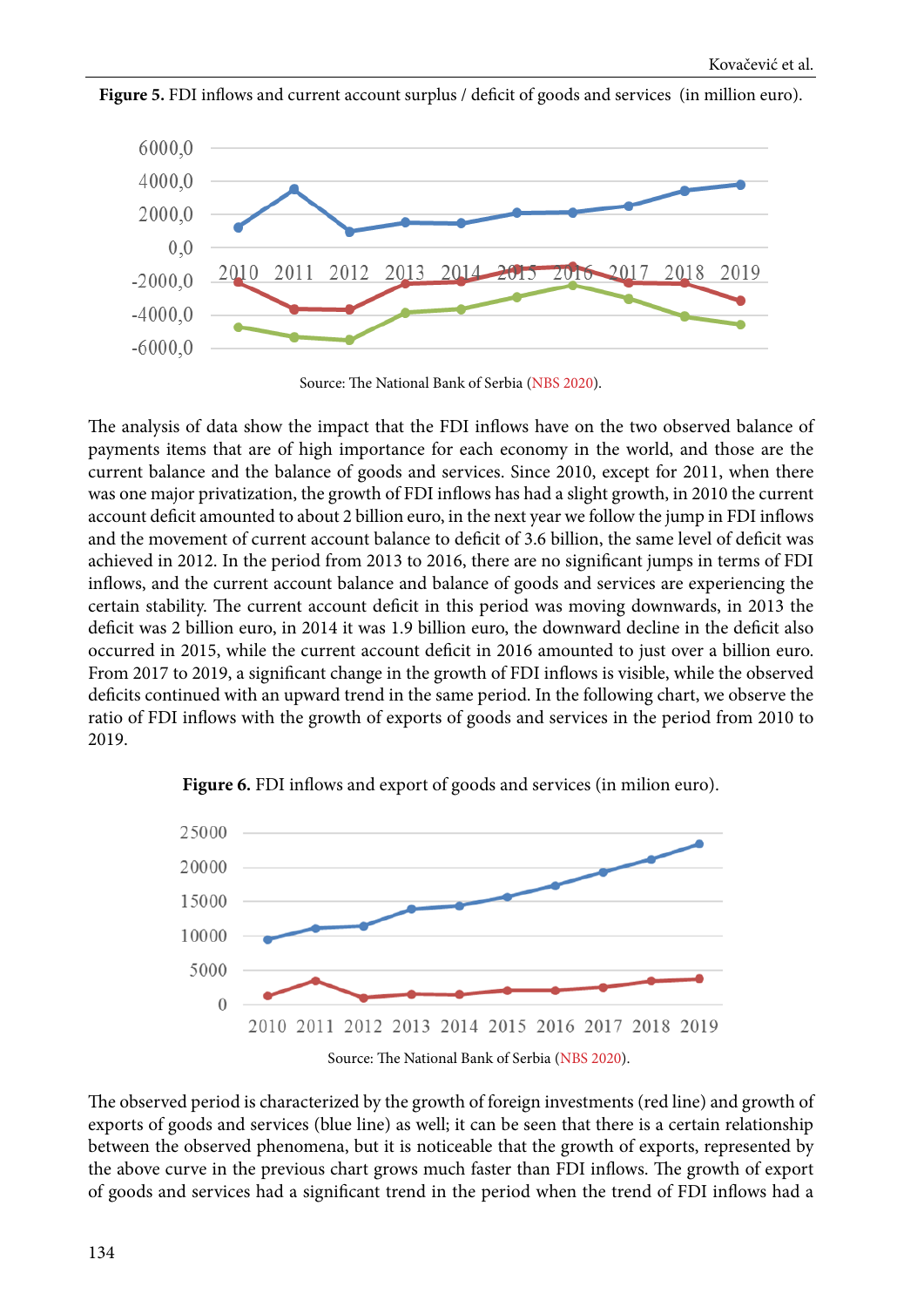**Figure 5.** FDI inflows and current account surplus / deficit of goods and services  (in million euro).

Source: The National Bank of Serbia (NBS 2020).

The analysis of data show the impact that the FDI inflows have on the two observed balance of payments items that are of high importance for each economy in the world, and those are the current balance and the balance of goods and services. Since 2010, except for 2011, when there was one major privatization, the growth of FDI inflows has had a slight growth, in 2010 the current account deficit amounted to about 2 billion euro, in the next year we follow the jump in FDI inflows and the movement of current account balance to deficit of 3.6 billion, the same level of deficit was achieved in 2012. In the period from 2013 to 2016, there are no significant jumps in terms of FDI inflows, and the current account balance and balance of goods and services are experiencing the certain stability. The current account deficit in this period was moving downwards, in 2013 the deficit was 2 billion euro, in 2014 it was 1.9 billion euro, the downward decline in the deficit also occurred in 2015, while the current account deficit in 2016 amounted to just over a billion euro. From 2017 to 2019, a significant change in the growth of FDI inflows is visible, while the observed deficits continued with an upward trend in the same period. In the following chart, we observe the ratio of FDI inflows with the growth of exports of goods and services in the period from 2010 to 2019.

**Figure 6.** FDI inflows and export of goods and services (in milion euro).

Source: The National Bank of Serbia (NBS 2020).

The observed period is characterized by the growth of foreign investments (red line) and growth of exports of goods and services (blue line) as well; it can be seen that there is a certain relationship between the observed phenomena, but it is noticeable that the growth of exports, represented by the above curve in the previous chart grows much faster than FDI inflows. The growth of export of goods and services had a significant trend in the period when the trend of FDI inflows had a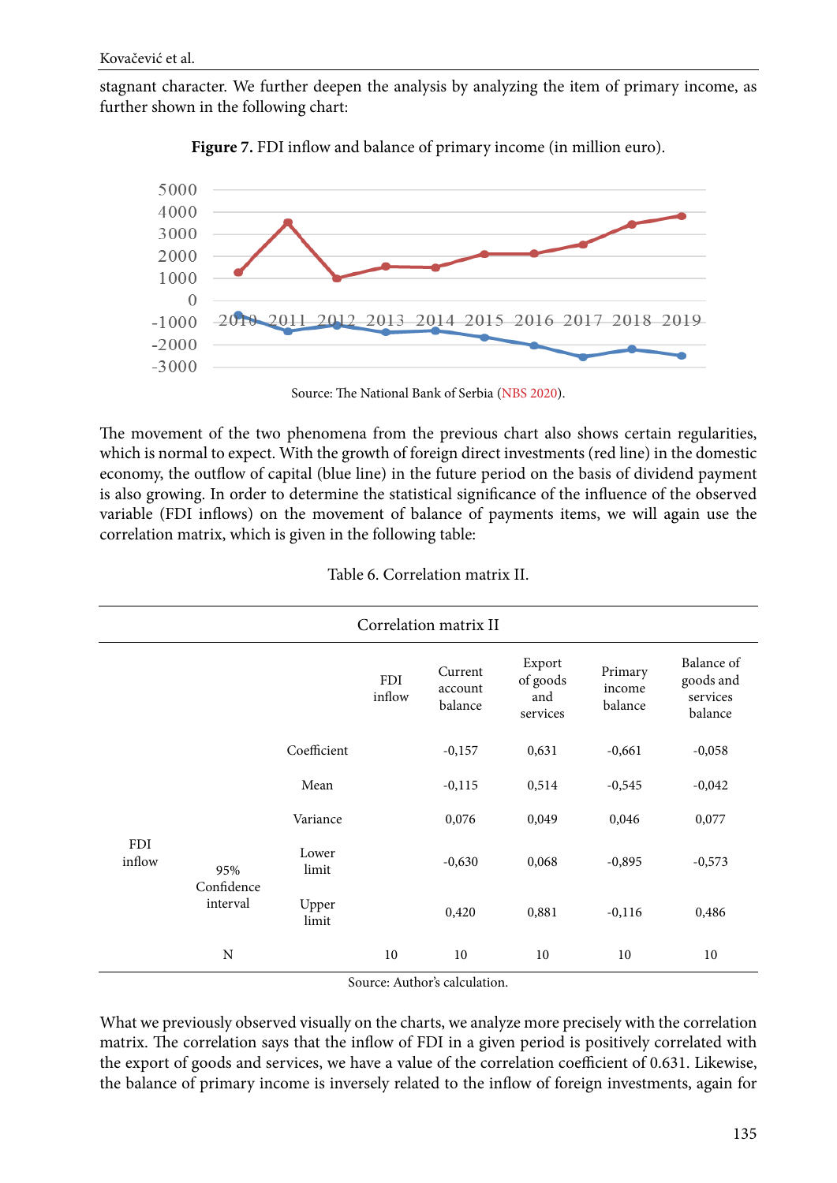stagnant character. We further deepen the analysis by analyzing the item of primary income, as further shown in the following chart:

**Figure 7.** FDI inflow and balance of primary income (in million euro).

Source: The National Bank of Serbia (NBS 2020).

The movement of the two phenomena from the previous chart also shows certain regularities, which is normal to expect. With the growth of foreign direct investments (red line) in the domestic economy, the outflow of capital (blue line) in the future period on the basis of dividend payment is also growing. In order to determine the statistical significance of the influence of the observed variable (FDI inflows) on the movement of balance of payments items, we will again use the correlation matrix, which is given in the following table:

Table 6. Correlation matrix II.

| Correlation matrix II | | | | | | | |
|---|---|---|---|---|---|---|---|
| | | | FDI inflow | Current account balance | Export of goods and services | Primary income balance | Balance of goods and services balance |
| FDI inflow | | Coefficient | | -0,157 | 0,631 | -0,661 | -0,058 |
| | | Mean | | -0,115 | 0,514 | -0,545 | -0,042 |
| | | Variance | | 0,076 | 0,049 | 0,046 | 0,077 |
| | 95% Confidence interval | Lower limit | | -0,630 | 0,068 | -0,895 | -0,573 |
| | | Upper limit | | 0,420 | 0,881 | -0,116 | 0,486 |
| | N | | 10 | 10 | 10 | 10 | 10 |

Source: Author's calculation.

What we previously observed visually on the charts, we analyze more precisely with the correlation matrix. The correlation says that the inflow of FDI in a given period is positively correlated with the export of goods and services, we have a value of the correlation coefficient of 0.631. Likewise, the balance of primary income is inversely related to the inflow of foreign investments, again for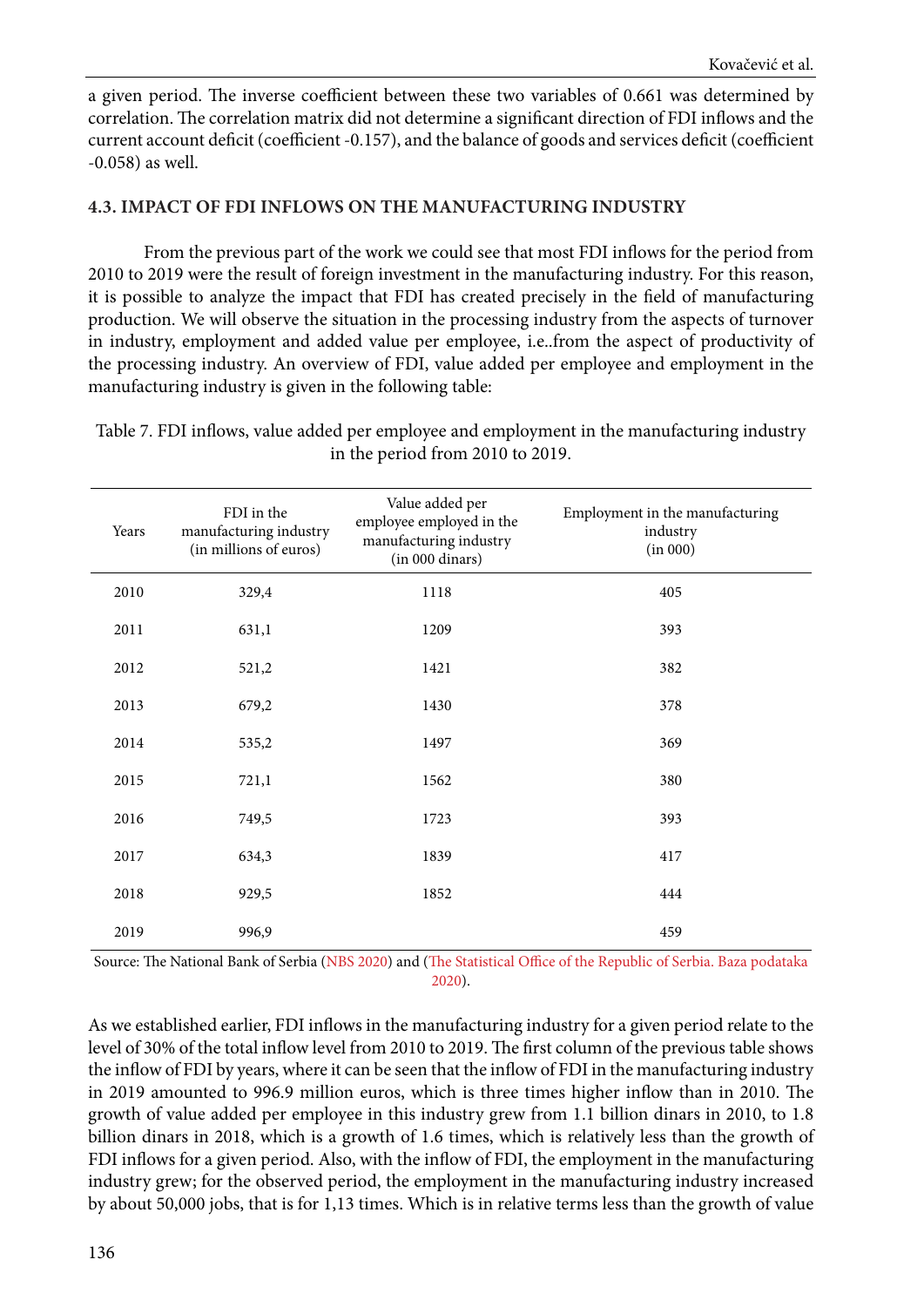a given period. The inverse coefficient between these two variables of 0.661 was determined by correlation. The correlation matrix did not determine a significant direction of FDI inflows and the current account deficit (coefficient -0.157), and the balance of goods and services deficit (coefficient -0.058) as well.

### 4.3. IMPACT OF FDI INFLOWS ON THE MANUFACTURING INDUSTRY

From the previous part of the work we could see that most FDI inflows for the period from 2010 to 2019 were the result of foreign investment in the manufacturing industry. For this reason, it is possible to analyze the impact that FDI has created precisely in the field of manufacturing production. We will observe the situation in the processing industry from the aspects of turnover in industry, employment and added value per employee, i.e..from the aspect of productivity of the processing industry. An overview of FDI, value added per employee and employment in the manufacturing industry is given in the following table:

Table 7. FDI inflows, value added per employee and employment in the manufacturing industry in the period from 2010 to 2019.

| Years | FDI in the manufacturing industry (in millions of euros) | Value added per employee employed in the manufacturing industry (in 000 dinars) | Employment in the manufacturing industry (in 000) |
|---|---|---|---|
| 2010 | 329,4 | 1118 | 405 |
| 2011 | 631,1 | 1209 | 393 |
| 2012 | 521,2 | 1421 | 382 |
| 2013 | 679,2 | 1430 | 378 |
| 2014 | 535,2 | 1497 | 369 |
| 2015 | 721,1 | 1562 | 380 |
| 2016 | 749,5 | 1723 | 393 |
| 2017 | 634,3 | 1839 | 417 |
| 2018 | 929,5 | 1852 | 444 |
| 2019 | 996,9 | | 459 |

Source: The National Bank of Serbia (NBS 2020) and (The Statistical Office of the Republic of Serbia. Baza podataka 2020).

As we established earlier, FDI inflows in the manufacturing industry for a given period relate to the level of 30% of the total inflow level from 2010 to 2019. The first column of the previous table shows the inflow of FDI by years, where it can be seen that the inflow of FDI in the manufacturing industry in 2019 amounted to 996.9 million euros, which is three times higher inflow than in 2010. The growth of value added per employee in this industry grew from 1.1 billion dinars in 2010, to 1.8 billion dinars in 2018, which is a growth of 1.6 times, which is relatively less than the growth of FDI inflows for a given period. Also, with the inflow of FDI, the employment in the manufacturing industry grew; for the observed period, the employment in the manufacturing industry increased by about 50,000 jobs, that is for 1,13 times. Which is in relative terms less than the growth of value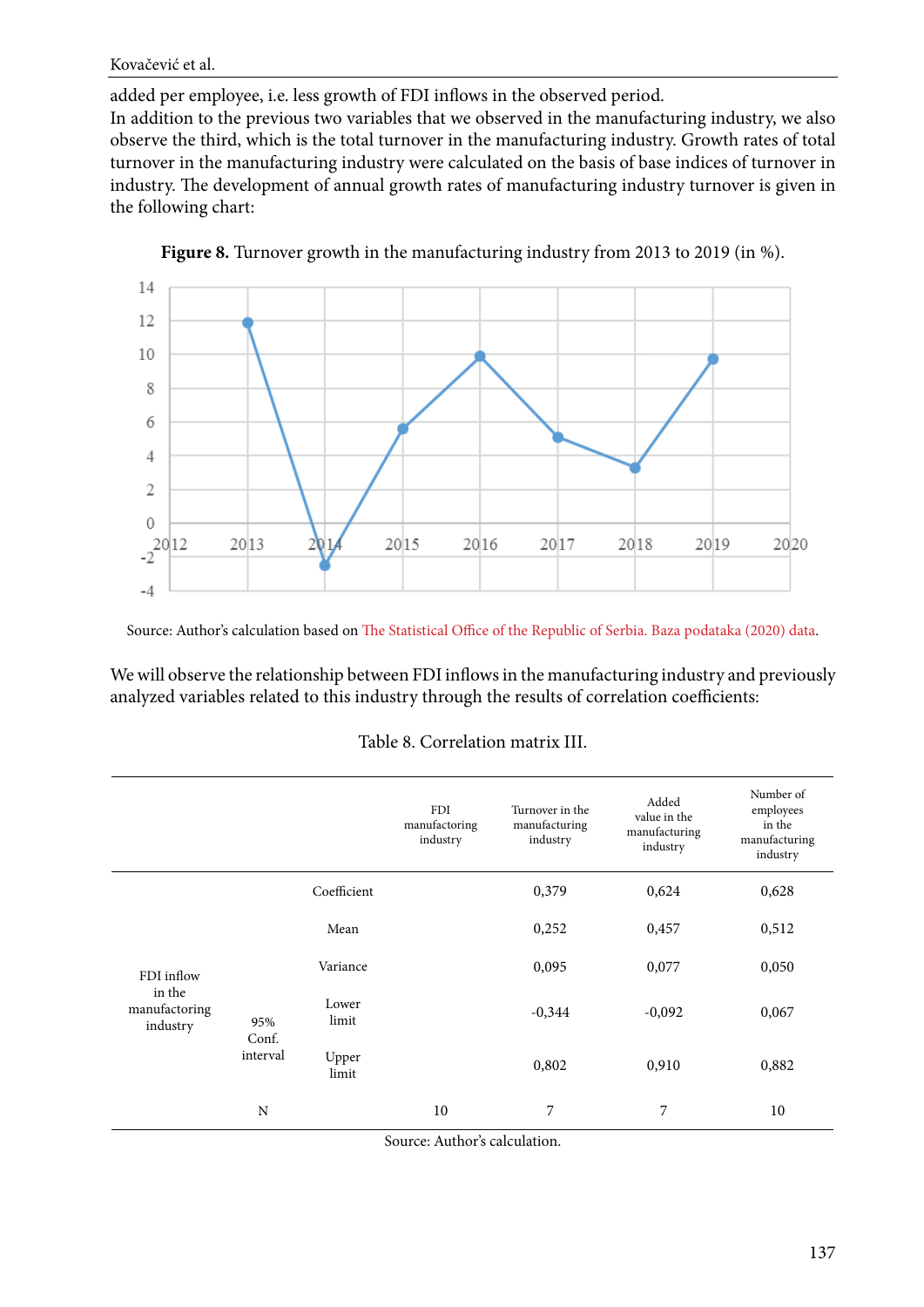added per employee, i.e. less growth of FDI inflows in the observed period.

In addition to the previous two variables that we observed in the manufacturing industry, we also observe the third, which is the total turnover in the manufacturing industry. Growth rates of total turnover in the manufacturing industry were calculated on the basis of base indices of turnover in industry. The development of annual growth rates of manufacturing industry turnover is given in the following chart:

**Figure 8.** Turnover growth in the manufacturing industry from 2013 to 2019 (in %).

Source: Author's calculation based on The Statistical Office of the Republic of Serbia. Baza podataka (2020) data.

We will observe the relationship between FDI inflows in the manufacturing industry and previously analyzed variables related to this industry through the results of correlation coefficients:

Table 8. Correlation matrix III.

| | | | FDI manufactoring industry | Turnover in the manufactoring industry | Added value in the manufactoring industry | Number of employees in the manufactoring industry |
|---|---|---|---|---|---|---|
| FDI inflow in the manufactoring industry | | Coefficient | | 0,379 | 0,624 | 0,628 |
| | | Mean | | 0,252 | 0,457 | 0,512 |
| | | Variance | | 0,095 | 0,077 | 0,050 |
| | 95% Conf. interval | Lower limit | | -0,344 | -0,092 | 0,067 |
| | | Upper limit | | 0,802 | 0,910 | 0,882 |
| | N | | 10 | 7 | 7 | 10 |

Source: Author's calculation.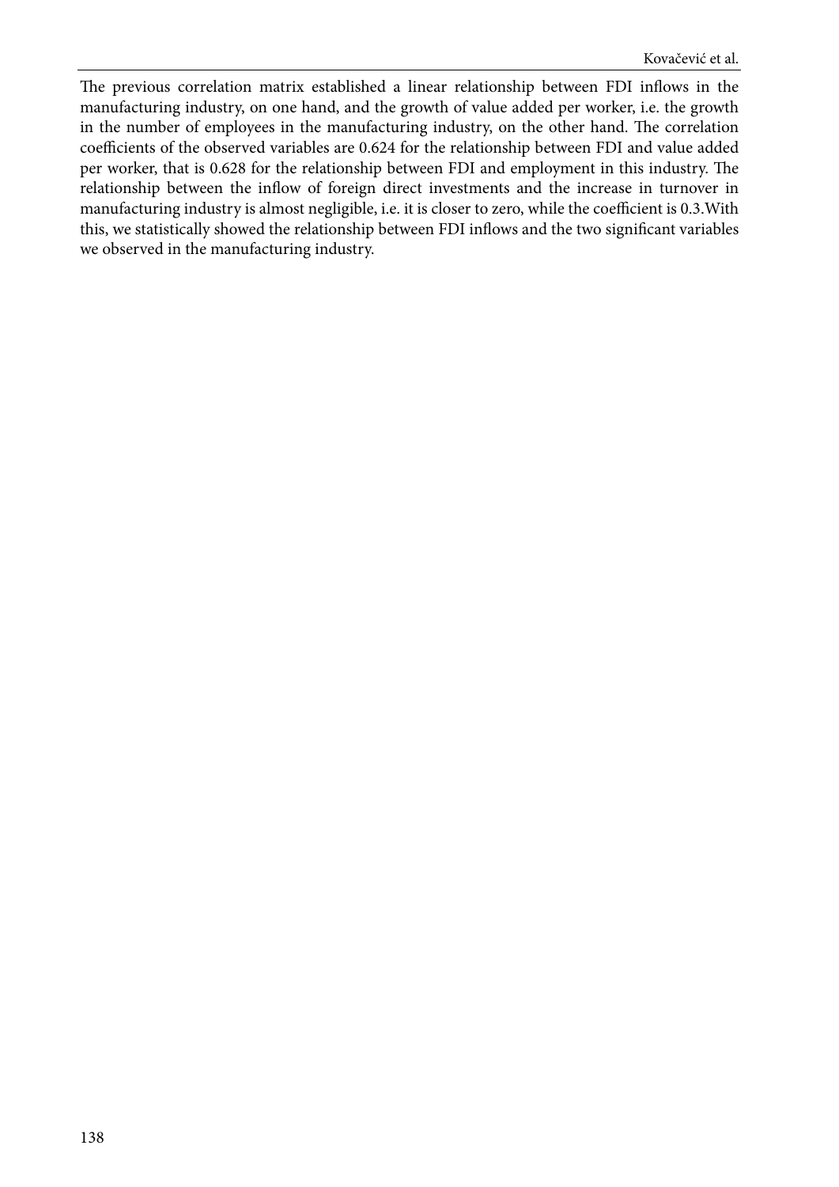The previous correlation matrix established a linear relationship between FDI inflows in the manufacturing industry, on one hand, and the growth of value added per worker, i.e. the growth in the number of employees in the manufacturing industry, on the other hand. The correlation coefficients of the observed variables are 0.624 for the relationship between FDI and value added per worker, that is 0.628 for the relationship between FDI and employment in this industry. The relationship between the inflow of foreign direct investments and the increase in turnover in manufacturing industry is almost negligible, i.e. it is closer to zero, while the coefficient is 0.3.With this, we statistically showed the relationship between FDI inflows and the two significant variables we observed in the manufacturing industry.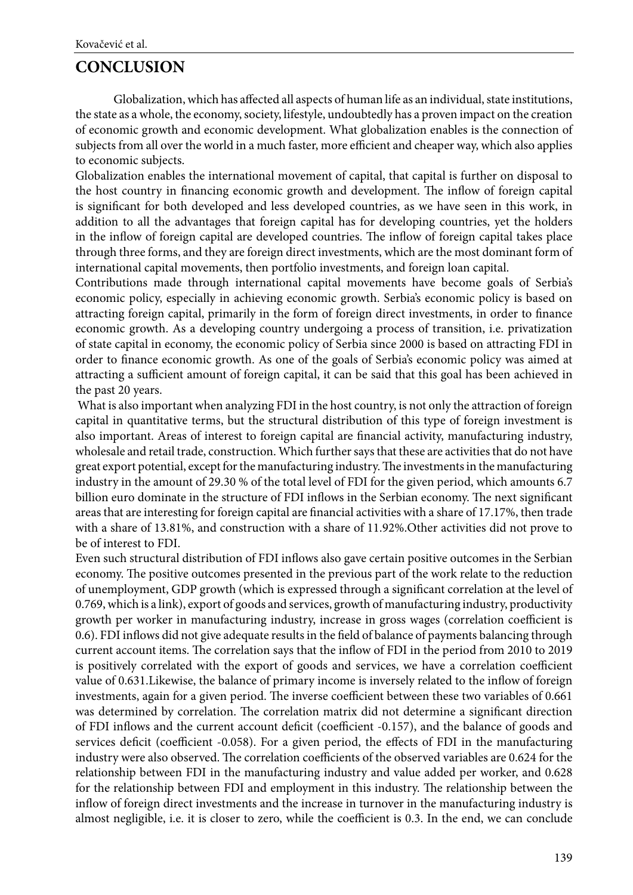## CONCLUSION

Globalization, which has affected all aspects of human life as an individual, state institutions, the state as a whole, the economy, society, lifestyle, undoubtedly has a proven impact on the creation of economic growth and economic development. What globalization enables is the connection of subjects from all over the world in a much faster, more efficient and cheaper way, which also applies to economic subjects.

Globalization enables the international movement of capital, that capital is further on disposal to the host country in financing economic growth and development. The inflow of foreign capital is significant for both developed and less developed countries, as we have seen in this work, in addition to all the advantages that foreign capital has for developing countries, yet the holders in the inflow of foreign capital are developed countries. The inflow of foreign capital takes place through three forms, and they are foreign direct investments, which are the most dominant form of international capital movements, then portfolio investments, and foreign loan capital.

Contributions made through international capital movements have become goals of Serbia's economic policy, especially in achieving economic growth. Serbia's economic policy is based on attracting foreign capital, primarily in the form of foreign direct investments, in order to finance economic growth. As a developing country undergoing a process of transition, i.e. privatization of state capital in economy, the economic policy of Serbia since 2000 is based on attracting FDI in order to finance economic growth. As one of the goals of Serbia's economic policy was aimed at attracting a sufficient amount of foreign capital, it can be said that this goal has been achieved in the past 20 years.

What is also important when analyzing FDI in the host country, is not only the attraction of foreign capital in quantitative terms, but the structural distribution of this type of foreign investment is also important. Areas of interest to foreign capital are financial activity, manufacturing industry, wholesale and retail trade, construction. Which further says that these are activities that do not have great export potential, except for the manufacturing industry. The investments in the manufacturing industry in the amount of 29.30 % of the total level of FDI for the given period, which amounts 6.7 billion euro dominate in the structure of FDI inflows in the Serbian economy. The next significant areas that are interesting for foreign capital are financial activities with a share of 17.17%, then trade with a share of 13.81%, and construction with a share of 11.92%.Other activities did not prove to be of interest to FDI.

Even such structural distribution of FDI inflows also gave certain positive outcomes in the Serbian economy. The positive outcomes presented in the previous part of the work relate to the reduction of unemployment, GDP growth (which is expressed through a significant correlation at the level of 0.769, which is a link), export of goods and services, growth of manufacturing industry, productivity growth per worker in manufacturing industry, increase in gross wages (correlation coefficient is 0.6). FDI inflows did not give adequate results in the field of balance of payments balancing through current account items. The correlation says that the inflow of FDI in the period from 2010 to 2019 is positively correlated with the export of goods and services, we have a correlation coefficient value of 0.631.Likewise, the balance of primary income is inversely related to the inflow of foreign investments, again for a given period. The inverse coefficient between these two variables of 0.661 was determined by correlation. The correlation matrix did not determine a significant direction of FDI inflows and the current account deficit (coefficient -0.157), and the balance of goods and services deficit (coefficient -0.058). For a given period, the effects of FDI in the manufacturing industry were also observed. The correlation coefficients of the observed variables are 0.624 for the relationship between FDI in the manufacturing industry and value added per worker, and 0.628 for the relationship between FDI and employment in this industry. The relationship between the inflow of foreign direct investments and the increase in turnover in the manufacturing industry is almost negligible, i.e. it is closer to zero, while the coefficient is 0.3. In the end, we can conclude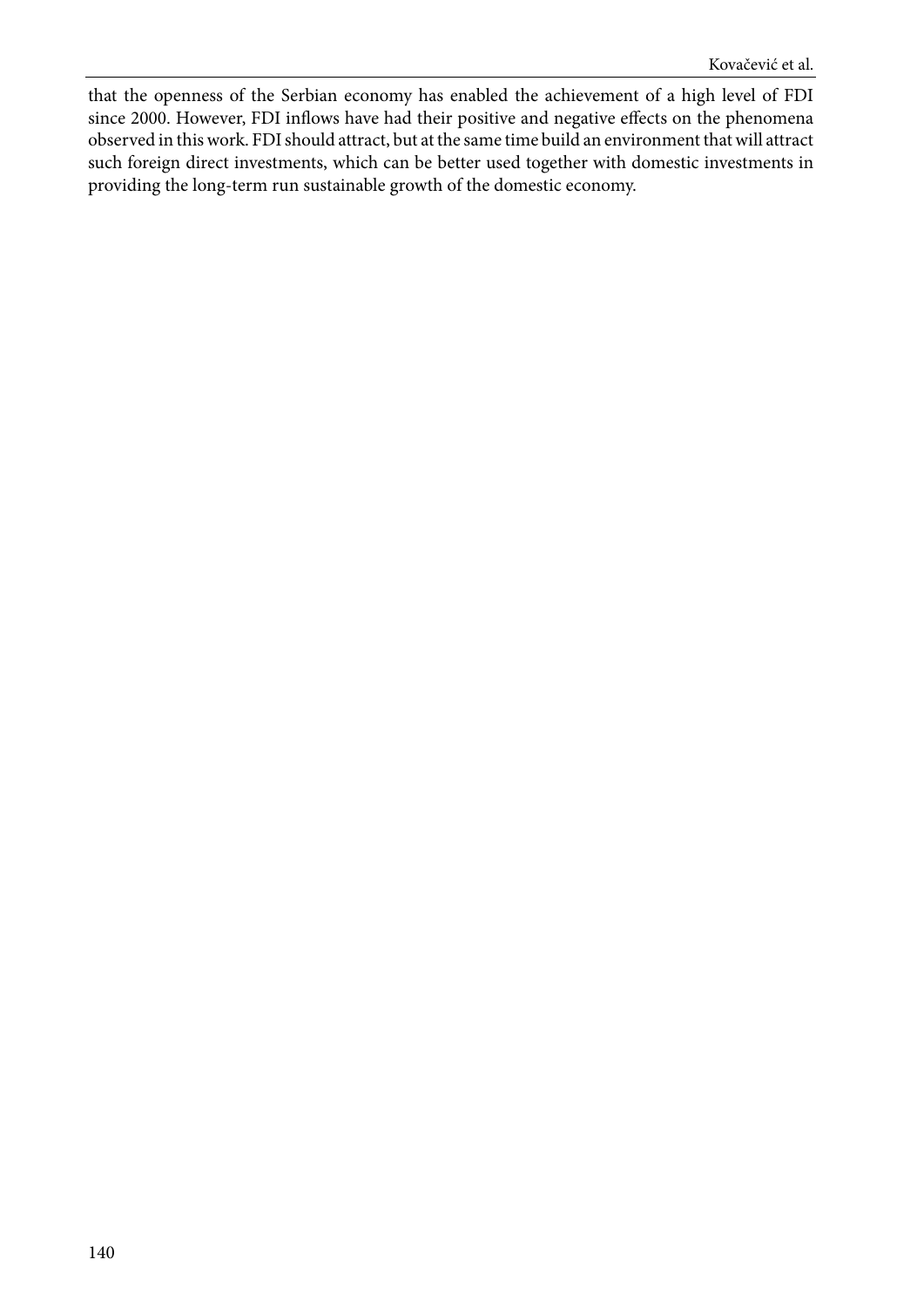that the openness of the Serbian economy has enabled the achievement of a high level of FDI since 2000. However, FDI inflows have had their positive and negative effects on the phenomena observed in this work. FDI should attract, but at the same time build an environment that will attract such foreign direct investments, which can be better used together with domestic investments in providing the long-term run sustainable growth of the domestic economy.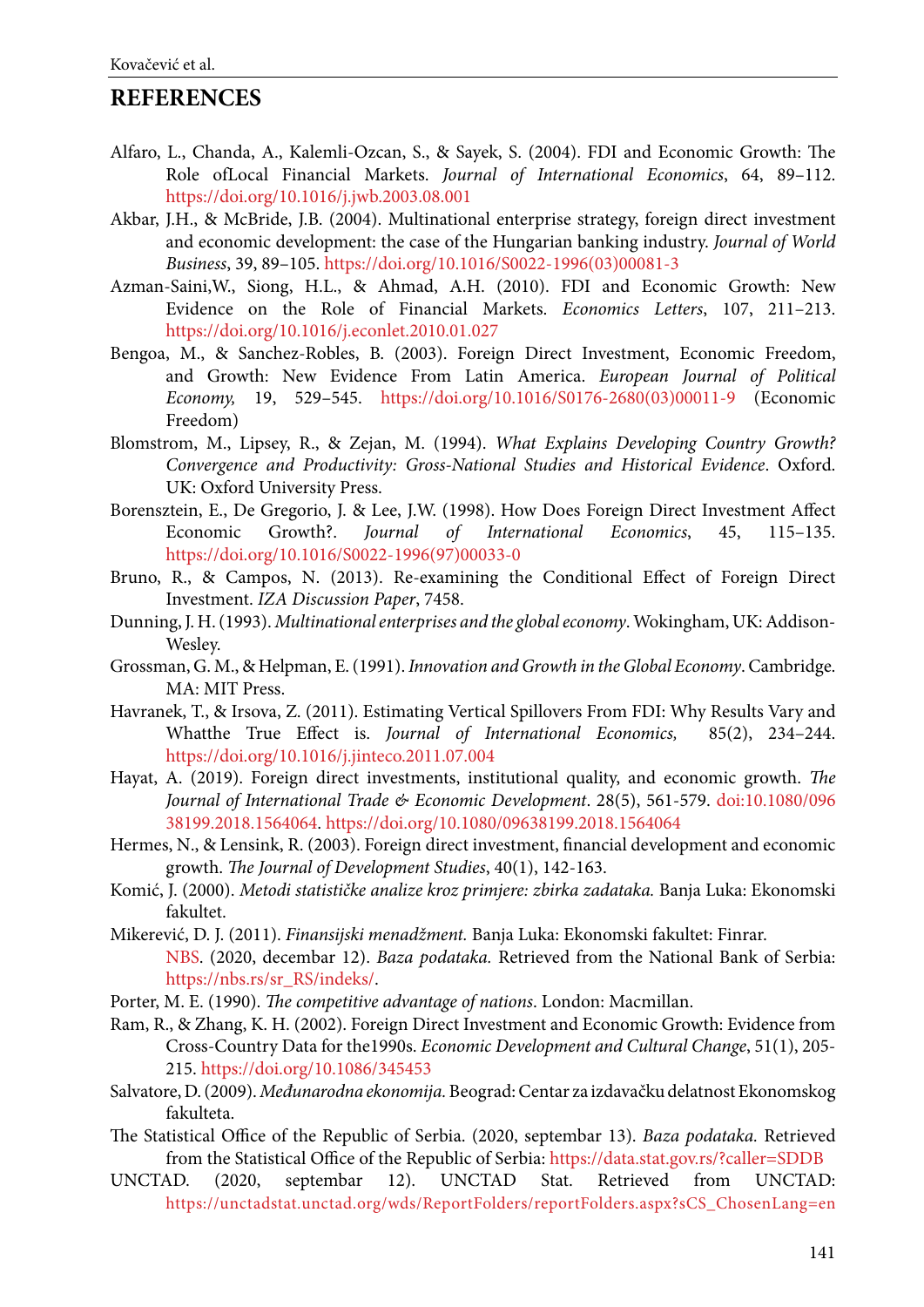## REFERENCES

Alfaro, L., Chanda, A., Kalemli-Ozcan, S., & Sayek, S. (2004). FDI and Economic Growth: The Role ofLocal Financial Markets. *Journal of International Economics*, 64, 89–112. https://doi.org/10.1016/j.jwb.2003.08.001

Akbar, J.H., & McBride, J.B. (2004). Multinational enterprise strategy, foreign direct investment and economic development: the case of the Hungarian banking industry. *Journal of World Business*, 39, 89–105. https://doi.org/10.1016/S0022-1996(03)00081-3

Azman-Saini,W., Siong, H.L., & Ahmad, A.H. (2010). FDI and Economic Growth: New Evidence on the Role of Financial Markets. *Economics Letters*, 107, 211–213. https://doi.org/10.1016/j.econlet.2010.01.027

Bengoa, M., & Sanchez-Robles, B. (2003). Foreign Direct Investment, Economic Freedom, and Growth: New Evidence From Latin America. *European Journal of Political Economy,* 19, 529–545. https://doi.org/10.1016/S0176-2680(03)00011-9 (Economic Freedom)

Blomstrom, M., Lipsey, R., & Zejan, M. (1994). *What Explains Developing Country Growth? Convergence and Productivity: Gross-National Studies and Historical Evidence*. Oxford. UK: Oxford University Press.

Borensztein, E., De Gregorio, J. & Lee, J.W. (1998). How Does Foreign Direct Investment Affect Economic Growth?. *Journal of International Economics*, 45, 115–135. https://doi.org/10.1016/S0022-1996(97)00033-0

Bruno, R., & Campos, N. (2013). Re-examining the Conditional Effect of Foreign Direct Investment. *IZA Discussion Paper*, 7458.

Dunning, J. H. (1993). *Multinational enterprises and the global economy*. Wokingham, UK: Addison-Wesley.

Grossman, G. M., & Helpman, E. (1991). *Innovation and Growth in the Global Economy*. Cambridge. MA: MIT Press.

Havranek, T., & Irsova, Z. (2011). Estimating Vertical Spillovers From FDI: Why Results Vary and Whatthe True Effect is. *Journal of International Economics,* 85(2), 234–244. https://doi.org/10.1016/j.jinteco.2011.07.004

Hayat, A. (2019). Foreign direct investments, institutional quality, and economic growth. *The Journal of International Trade & Economic Development*. 28(5), 561-579. doi:10.1080/09638199.2018.1564064. https://doi.org/10.1080/09638199.2018.1564064

Hermes, N., & Lensink, R. (2003). Foreign direct investment, financial development and economic growth. *The Journal of Development Studies*, 40(1), 142-163.

Komić, J. (2000). *Metodi statističke analize kroz primjere: zbirka zadataka.* Banja Luka: Ekonomski fakultet.

Mikerević, D. J. (2011). *Finansijski menadžment.* Banja Luka: Ekonomski fakultet: Finrar.

NBS. (2020, decembar 12). *Baza podataka.* Retrieved from the National Bank of Serbia: https://nbs.rs/sr_RS/indeks/.

Porter, M. E. (1990). *The competitive advantage of nations*. London: Macmillan.

Ram, R., & Zhang, K. H. (2002). Foreign Direct Investment and Economic Growth: Evidence from Cross-Country Data for the1990s. *Economic Development and Cultural Change*, 51(1), 205-215. https://doi.org/10.1086/345453

Salvatore, D. (2009). *Međunarodna ekonomija.* Beograd: Centar za izdavačku delatnost Ekonomskog fakulteta.

The Statistical Office of the Republic of Serbia. (2020, septembar 13). *Baza podataka.* Retrieved from the Statistical Office of the Republic of Serbia: https://data.stat.gov.rs/?caller=SDDB

UNCTAD. (2020, septembar 12). UNCTAD Stat. Retrieved from UNCTAD: https://unctadstat.unctad.org/wds/ReportFolders/reportFolders.aspx?sCS_ChosenLang=en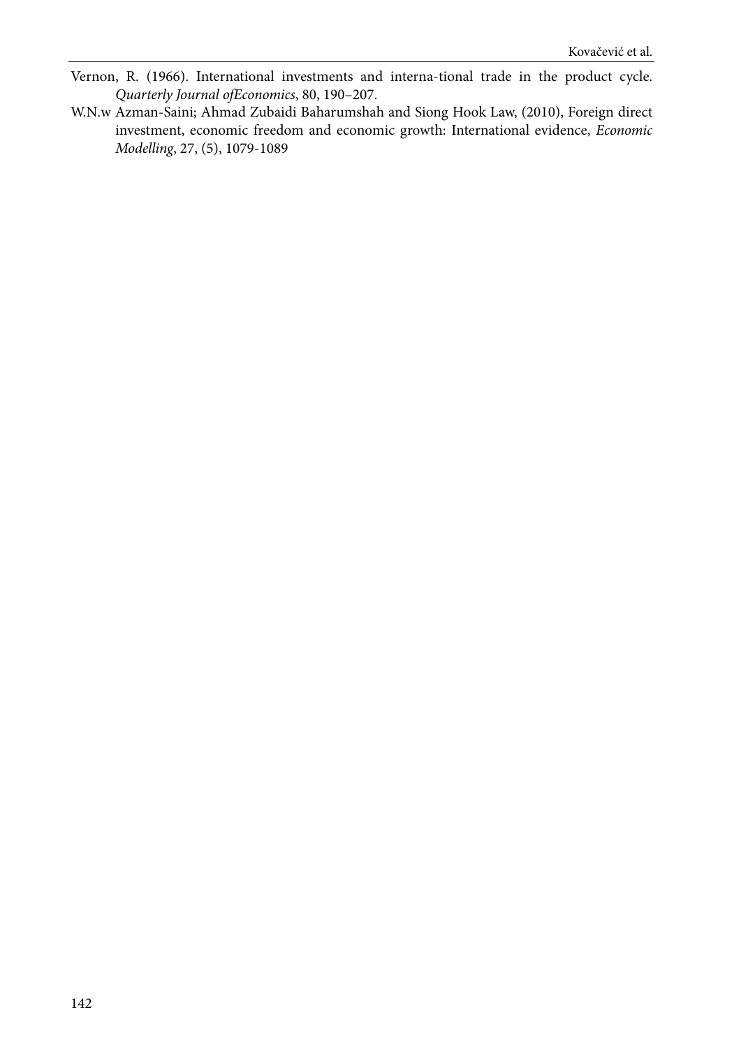Vernon, R. (1966). International investments and interna-tional trade in the product cycle. *Quarterly Journal ofEconomics*, 80, 190–207.

W.N.w Azman-Saini; Ahmad Zubaidi Baharumshah and Siong Hook Law, (2010), Foreign direct investment, economic freedom and economic growth: International evidence, *Economic Modelling*, 27, (5), 1079-1089